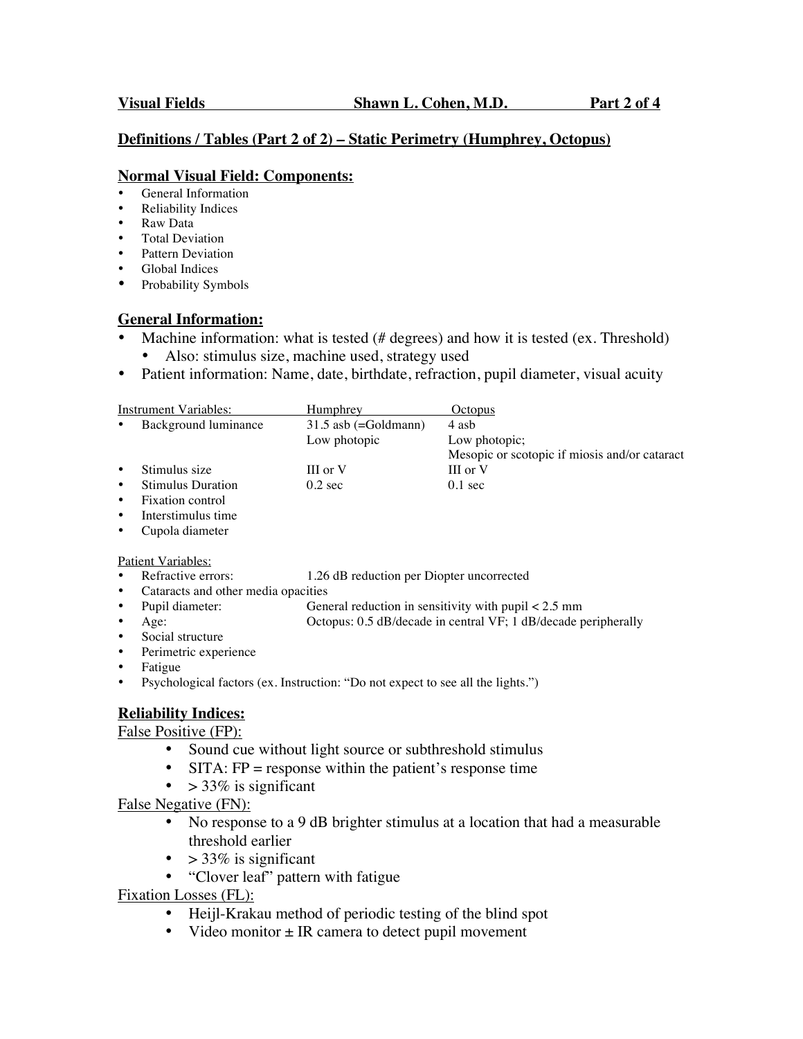**Visual Fields** **Shawn L. Cohen, M.D.** **Part 2 of 4**

## Definitions / Tables (Part 2 of 2) – Static Perimetry (Humphrey, Octopus)

### Normal Visual Field: Components:

- General Information
- Reliability Indices
- Raw Data
- Total Deviation
- Pattern Deviation
- Global Indices
- Probability Symbols

### General Information:

- Machine information: what is tested (# degrees) and how it is tested (ex. Threshold)
  - Also: stimulus size, machine used, strategy used
- Patient information: Name, date, birthdate, refraction, pupil diameter, visual acuity

| Instrument Variables: | Humphrey | Octopus |
|---|---|---|
| • Background luminance | 31.5 asb (=Goldmann)<br>Low photopic | 4 asb<br>Low photopic;<br>Mesopic or scotopic if miosis and/or cataract |
| • Stimulus size | III or V | III or V |
| • Stimulus Duration | 0.2 sec | 0.1 sec |
| • Fixation control | | |
| • Interstimulus time | | |
| • Cupola diameter | | |

Patient Variables:

- Refractive errors: 1.26 dB reduction per Diopter uncorrected
- Cataracts and other media opacities
- Pupil diameter: General reduction in sensitivity with pupil < 2.5 mm
- Age: Octopus: 0.5 dB/decade in central VF; 1 dB/decade peripherally
- Social structure
- Perimetric experience
- Fatigue
- Psychological factors (ex. Instruction: "Do not expect to see all the lights.")

### Reliability Indices:

False Positive (FP):

- Sound cue without light source or subthreshold stimulus
- SITA: FP = response within the patient's response time
- > 33% is significant

False Negative (FN):

- No response to a 9 dB brighter stimulus at a location that had a measurable threshold earlier
- > 33% is significant
- "Clover leaf" pattern with fatigue

Fixation Losses (FL):

- Heijl-Krakau method of periodic testing of the blind spot
- Video monitor ± IR camera to detect pupil movement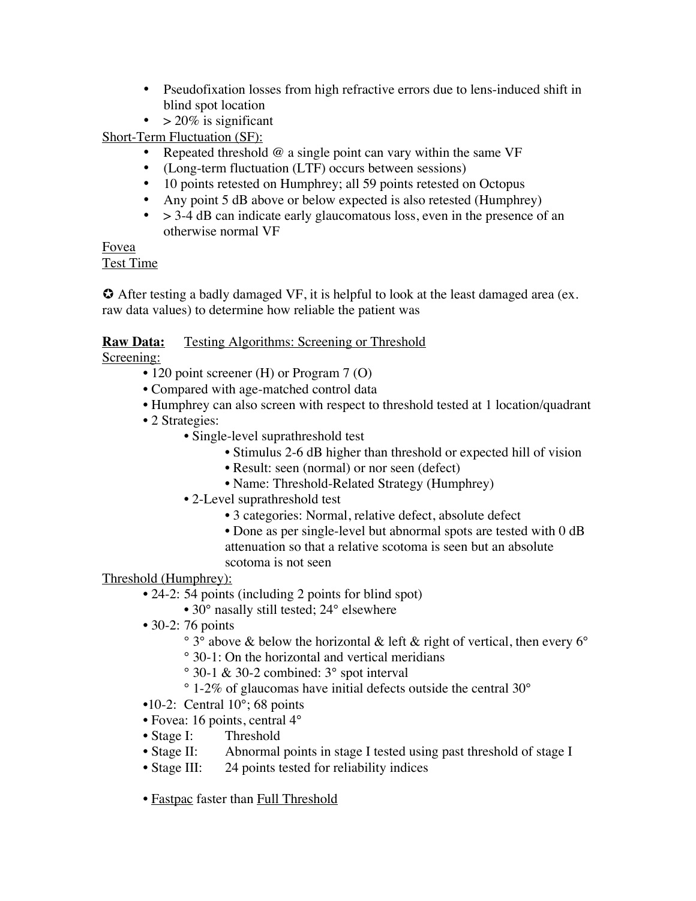- Pseudofixation losses from high refractive errors due to lens-induced shift in blind spot location
- > 20% is significant

<u>Short-Term Fluctuation (SF):</u>

- Repeated threshold @ a single point can vary within the same VF
- (Long-term fluctuation (LTF) occurs between sessions)
- 10 points retested on Humphrey; all 59 points retested on Octopus
- Any point 5 dB above or below expected is also retested (Humphrey)
- > 3-4 dB can indicate early glaucomatous loss, even in the presence of an otherwise normal VF

<u>Fovea</u>

<u>Test Time</u>

✪ After testing a badly damaged VF, it is helpful to look at the least damaged area (ex. raw data values) to determine how reliable the patient was

**Raw Data:** <u>Testing Algorithms: Screening or Threshold</u>

<u>Screening:</u>

- 120 point screener (H) or Program 7 (O)
- Compared with age-matched control data
- Humphrey can also screen with respect to threshold tested at 1 location/quadrant
- 2 Strategies:
  - Single-level suprathreshold test
    - Stimulus 2-6 dB higher than threshold or expected hill of vision
    - Result: seen (normal) or nor seen (defect)
    - Name: Threshold-Related Strategy (Humphrey)
  - 2-Level suprathreshold test
    - 3 categories: Normal, relative defect, absolute defect
    - Done as per single-level but abnormal spots are tested with 0 dB attenuation so that a relative scotoma is seen but an absolute scotoma is not seen

<u>Threshold (Humphrey):</u>

- 24-2: 54 points (including 2 points for blind spot)
  - 30° nasally still tested; 24° elsewhere
- 30-2: 76 points
  - 3° above & below the horizontal & left & right of vertical, then every 6°
  - 30-1: On the horizontal and vertical meridians
  - 30-1 & 30-2 combined: 3° spot interval
  - 1-2% of glaucomas have initial defects outside the central 30°
- 10-2: Central 10°; 68 points
- Fovea: 16 points, central 4°
- Stage I: Threshold
- Stage II: Abnormal points in stage I tested using past threshold of stage I
- Stage III: 24 points tested for reliability indices

- <u>Fastpac</u> faster than <u>Full Threshold</u>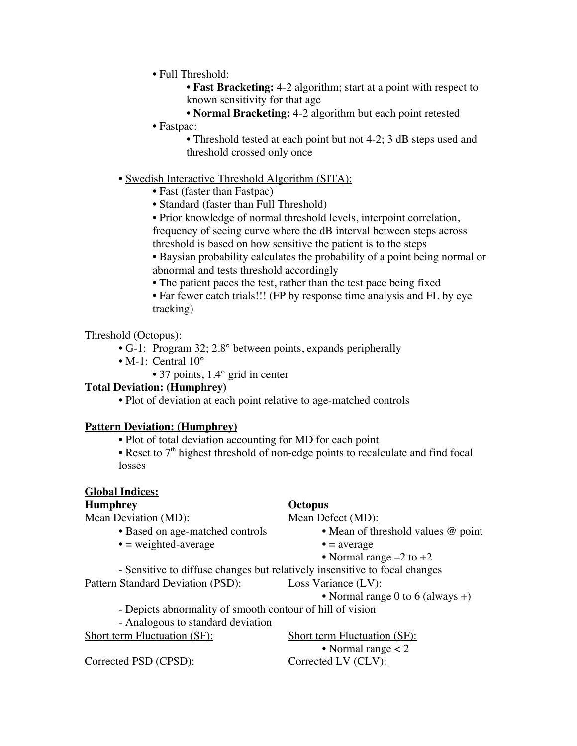- Full Threshold:
  - **Fast Bracketing:** 4-2 algorithm; start at a point with respect to known sensitivity for that age
  - **Normal Bracketing:** 4-2 algorithm but each point retested
- Fastpac:
  - Threshold tested at each point but not 4-2; 3 dB steps used and threshold crossed only once

- Swedish Interactive Threshold Algorithm (SITA):
  - Fast (faster than Fastpac)
  - Standard (faster than Full Threshold)
  - Prior knowledge of normal threshold levels, interpoint correlation, frequency of seeing curve where the dB interval between steps across threshold is based on how sensitive the patient is to the steps
  - Baysian probability calculates the probability of a point being normal or abnormal and tests threshold accordingly
  - The patient paces the test, rather than the test pace being fixed
  - Far fewer catch trials!!! (FP by response time analysis and FL by eye tracking)

Threshold (Octopus):

- G-1: Program 32; 2.8° between points, expands peripherally
- M-1: Central 10°
  - 37 points, 1.4° grid in center

**Total Deviation: (Humphrey)**

- Plot of deviation at each point relative to age-matched controls

**Pattern Deviation: (Humphrey)**

- Plot of total deviation accounting for MD for each point
- Reset to 7th highest threshold of non-edge points to recalculate and find focal losses

**Global Indices:**

| **Humphrey** | **Octopus** |
|---|---|
| Mean Deviation (MD): | Mean Defect (MD): |
| • Based on age-matched controls | • Mean of threshold values @ point |
| • = weighted-average | • = average |
| | • Normal range –2 to +2 |

- Sensitive to diffuse changes but relatively insensitive to focal changes

| **Humphrey** | **Octopus** |
|---|---|
| Pattern Standard Deviation (PSD): | Loss Variance (LV): |
| | • Normal range 0 to 6 (always +) |

- Depicts abnormality of smooth contour of hill of vision
- Analogous to standard deviation

| **Humphrey** | **Octopus** |
|---|---|
| Short term Fluctuation (SF): | Short term Fluctuation (SF): |
| | • Normal range < 2 |
| Corrected PSD (CPSD): | Corrected LV (CLV): |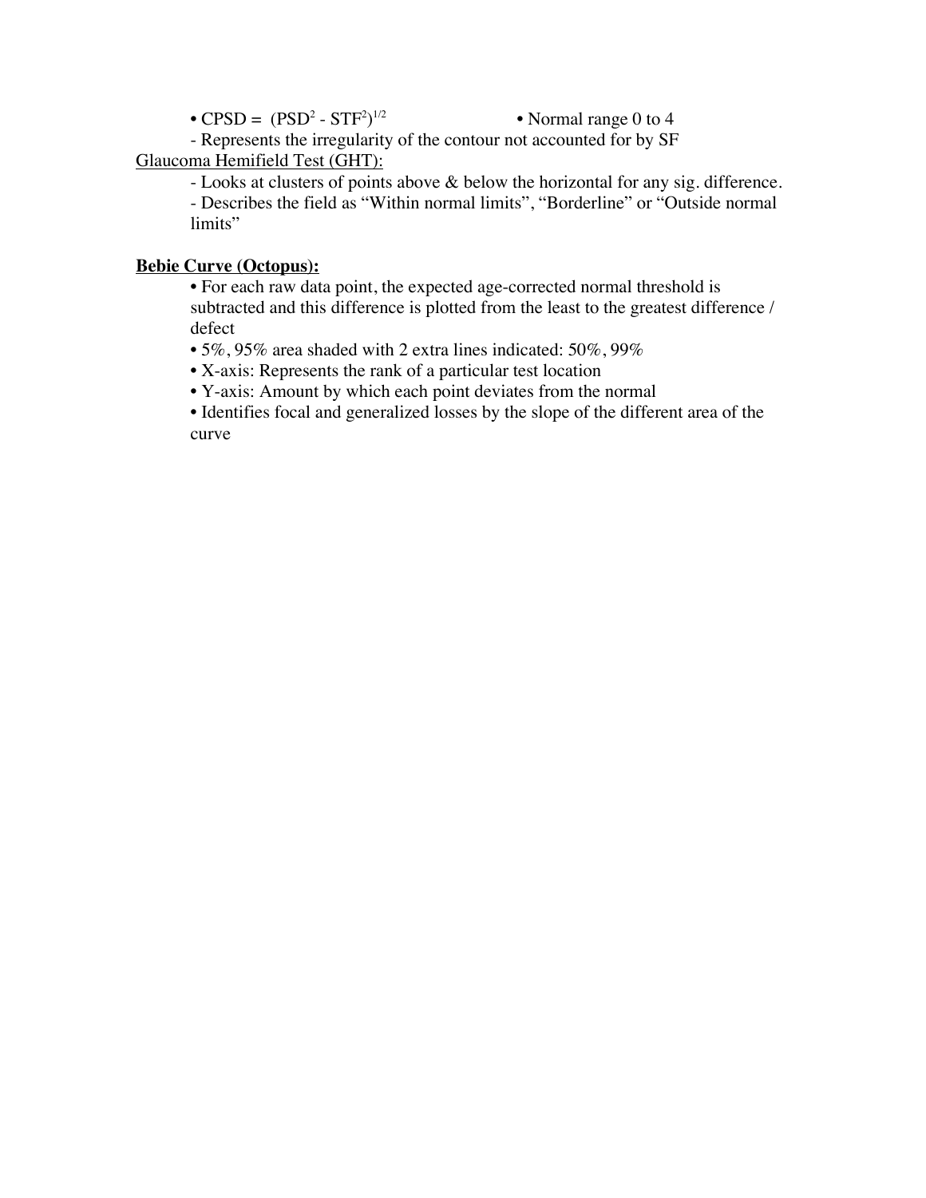- $CPSD = (PSD^2 - STF^2)^{1/2}$ • Normal range 0 to 4
  - Represents the irregularity of the contour not accounted for by SF

<u>Glaucoma Hemifield Test (GHT):</u>

- Looks at clusters of points above & below the horizontal for any sig. difference.
- Describes the field as "Within normal limits", "Borderline" or "Outside normal limits"

**<u>Bebie Curve (Octopus):</u>**

- For each raw data point, the expected age-corrected normal threshold is subtracted and this difference is plotted from the least to the greatest difference / defect
- 5%, 95% area shaded with 2 extra lines indicated: 50%, 99%
- X-axis: Represents the rank of a particular test location
- Y-axis: Amount by which each point deviates from the normal
- Identifies focal and generalized losses by the slope of the different area of the curve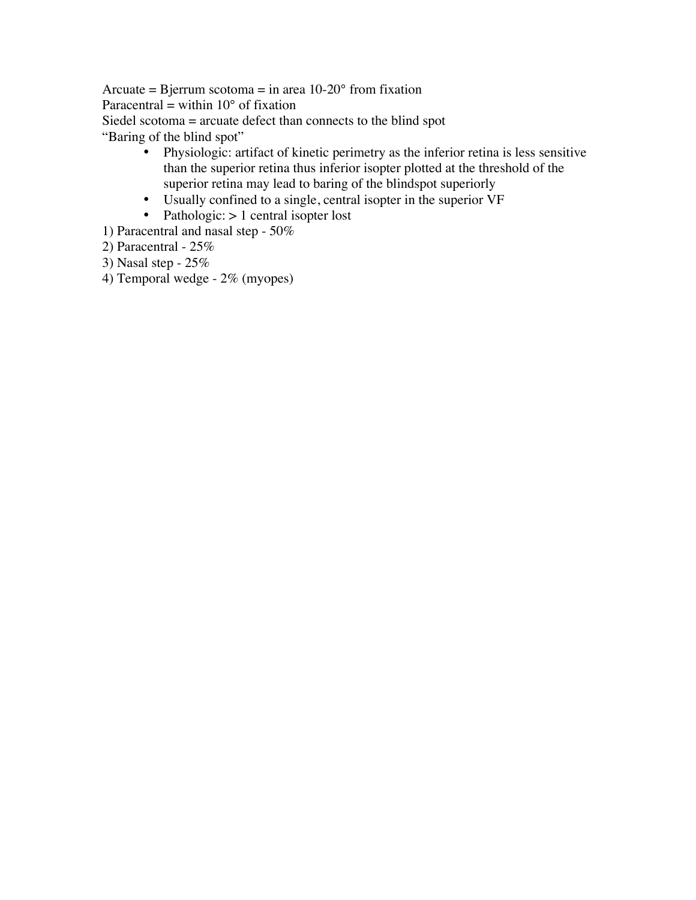Arcuate = Bjerrum scotoma = in area 10-20° from fixation
Paracentral = within 10° of fixation
Siedel scotoma = arcuate defect than connects to the blind spot
"Baring of the blind spot"

- Physiologic: artifact of kinetic perimetry as the inferior retina is less sensitive than the superior retina thus inferior isopter plotted at the threshold of the superior retina may lead to baring of the blindspot superiorly
- Usually confined to a single, central isopter in the superior VF
- Pathologic: > 1 central isopter lost

1) Paracentral and nasal step - 50%
2) Paracentral - 25%
3) Nasal step - 25%
4) Temporal wedge - 2% (myopes)